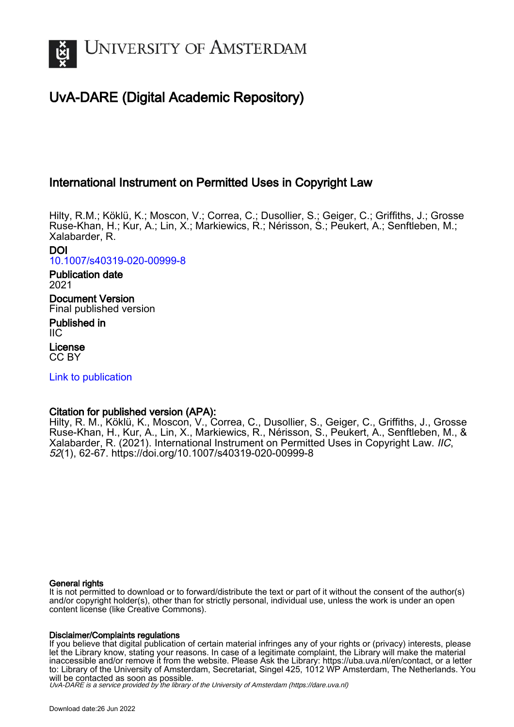# University of Amsterdam

## UvA-DARE (Digital Academic Repository)

### International Instrument on Permitted Uses in Copyright Law

Hilty, R.M.; Köklü, K.; Moscon, V.; Correa, C.; Dusollier, S.; Geiger, C.; Griffiths, J.; Grosse Ruse-Khan, H.; Kur, A.; Lin, X.; Markiewics, R.; Nérisson, S.; Peukert, A.; Senftleben, M.; Xalabarder, R.

**DOI**
10.1007/s40319-020-00999-8

**Publication date**
2021

**Document Version**
Final published version

**Published in**
IIC

**License**
CC BY

Link to publication

**Citation for published version (APA):**
Hilty, R. M., Köklü, K., Moscon, V., Correa, C., Dusollier, S., Geiger, C., Griffiths, J., Grosse Ruse-Khan, H., Kur, A., Lin, X., Markiewics, R., Nérisson, S., Peukert, A., Senftleben, M., & Xalabarder, R. (2021). International Instrument on Permitted Uses in Copyright Law. *IIC*, *52*(1), 62-67. https://doi.org/10.1007/s40319-020-00999-8

**General rights**
It is not permitted to download or to forward/distribute the text or part of it without the consent of the author(s) and/or copyright holder(s), other than for strictly personal, individual use, unless the work is under an open content license (like Creative Commons).

**Disclaimer/Complaints regulations**
If you believe that digital publication of certain material infringes any of your rights or (privacy) interests, please let the Library know, stating your reasons. In case of a legitimate complaint, the Library will make the material inaccessible and/or remove it from the website. Please Ask the Library: https://uba.uva.nl/en/contact, or a letter to: Library of the University of Amsterdam, Secretariat, Singel 425, 1012 WP Amsterdam, The Netherlands. You will be contacted as soon as possible.

*UvA-DARE is a service provided by the library of the University of Amsterdam (https://dare.uva.nl)*

Download date:26 Jun 2022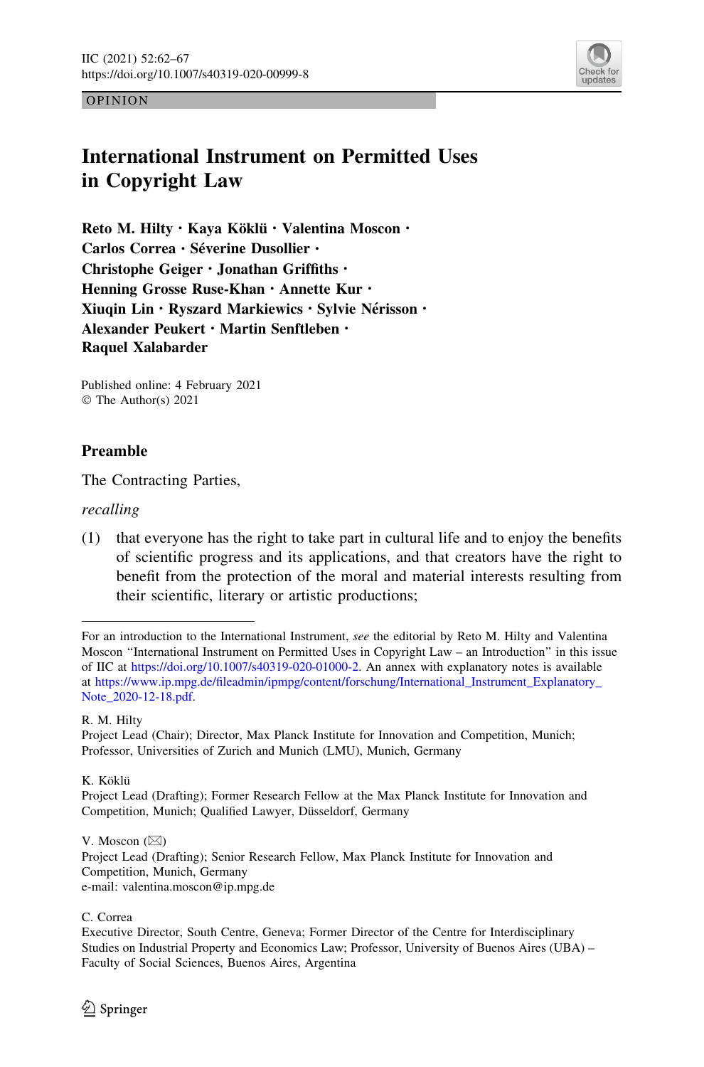OPINION

# International Instrument on Permitted Uses in Copyright Law

**Reto M. Hilty · Kaya Köklü · Valentina Moscon · Carlos Correa · Séverine Dusollier · Christophe Geiger · Jonathan Griffiths · Henning Grosse Ruse-Khan · Annette Kur · Xiuqin Lin · Ryszard Markiewics · Sylvie Nérisson · Alexander Peukert · Martin Senftleben · Raquel Xalabarder**

Published online: 4 February 2021
© The Author(s) 2021

## Preamble

The Contracting Parties,

*recalling*

(1) that everyone has the right to take part in cultural life and to enjoy the benefits of scientific progress and its applications, and that creators have the right to benefit from the protection of the moral and material interests resulting from their scientific, literary or artistic productions;

---

For an introduction to the International Instrument, *see* the editorial by Reto M. Hilty and Valentina Moscon "International Instrument on Permitted Uses in Copyright Law – an Introduction" in this issue of IIC at https://doi.org/10.1007/s40319-020-01000-2. An annex with explanatory notes is available at https://www.ip.mpg.de/fileadmin/ipmpg/content/forschung/International_Instrument_Explanatory_Note_2020-12-18.pdf.

R. M. Hilty
Project Lead (Chair); Director, Max Planck Institute for Innovation and Competition, Munich; Professor, Universities of Zurich and Munich (LMU), Munich, Germany

K. Köklü
Project Lead (Drafting); Former Research Fellow at the Max Planck Institute for Innovation and Competition, Munich; Qualified Lawyer, Düsseldorf, Germany

V. Moscon (✉)
Project Lead (Drafting); Senior Research Fellow, Max Planck Institute for Innovation and Competition, Munich, Germany
e-mail: valentina.moscon@ip.mpg.de

C. Correa
Executive Director, South Centre, Geneva; Former Director of the Centre for Interdisciplinary Studies on Industrial Property and Economics Law; Professor, University of Buenos Aires (UBA) – Faculty of Social Sciences, Buenos Aires, Argentina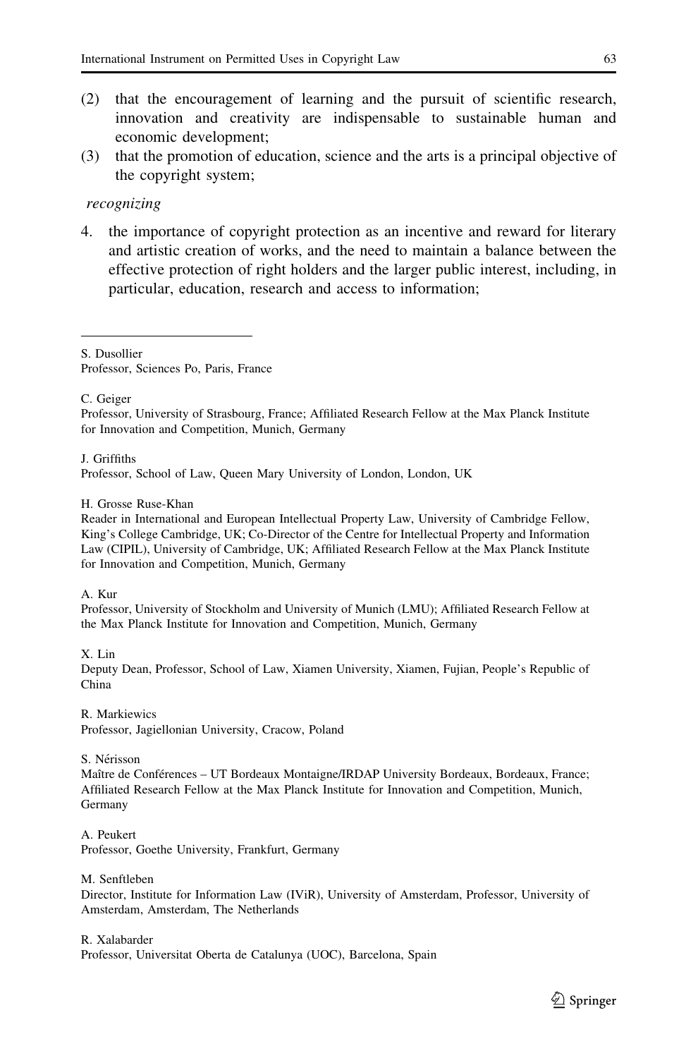(2) that the encouragement of learning and the pursuit of scientific research, innovation and creativity are indispensable to sustainable human and economic development;

(3) that the promotion of education, science and the arts is a principal objective of the copyright system;

*recognizing*

4. the importance of copyright protection as an incentive and reward for literary and artistic creation of works, and the need to maintain a balance between the effective protection of right holders and the larger public interest, including, in particular, education, research and access to information;

---

S. Dusollier
Professor, Sciences Po, Paris, France

C. Geiger
Professor, University of Strasbourg, France; Affiliated Research Fellow at the Max Planck Institute for Innovation and Competition, Munich, Germany

J. Griffiths
Professor, School of Law, Queen Mary University of London, London, UK

H. Grosse Ruse-Khan
Reader in International and European Intellectual Property Law, University of Cambridge Fellow, King's College Cambridge, UK; Co-Director of the Centre for Intellectual Property and Information Law (CIPIL), University of Cambridge, UK; Affiliated Research Fellow at the Max Planck Institute for Innovation and Competition, Munich, Germany

A. Kur
Professor, University of Stockholm and University of Munich (LMU); Affiliated Research Fellow at the Max Planck Institute for Innovation and Competition, Munich, Germany

X. Lin
Deputy Dean, Professor, School of Law, Xiamen University, Xiamen, Fujian, People's Republic of China

R. Markiewics
Professor, Jagiellonian University, Cracow, Poland

S. Nérisson
Maître de Conférences – UT Bordeaux Montaigne/IRDAP University Bordeaux, Bordeaux, France; Affiliated Research Fellow at the Max Planck Institute for Innovation and Competition, Munich, Germany

A. Peukert
Professor, Goethe University, Frankfurt, Germany

M. Senftleben
Director, Institute for Information Law (IViR), University of Amsterdam, Professor, University of Amsterdam, Amsterdam, The Netherlands

R. Xalabarder
Professor, Universitat Oberta de Catalunya (UOC), Barcelona, Spain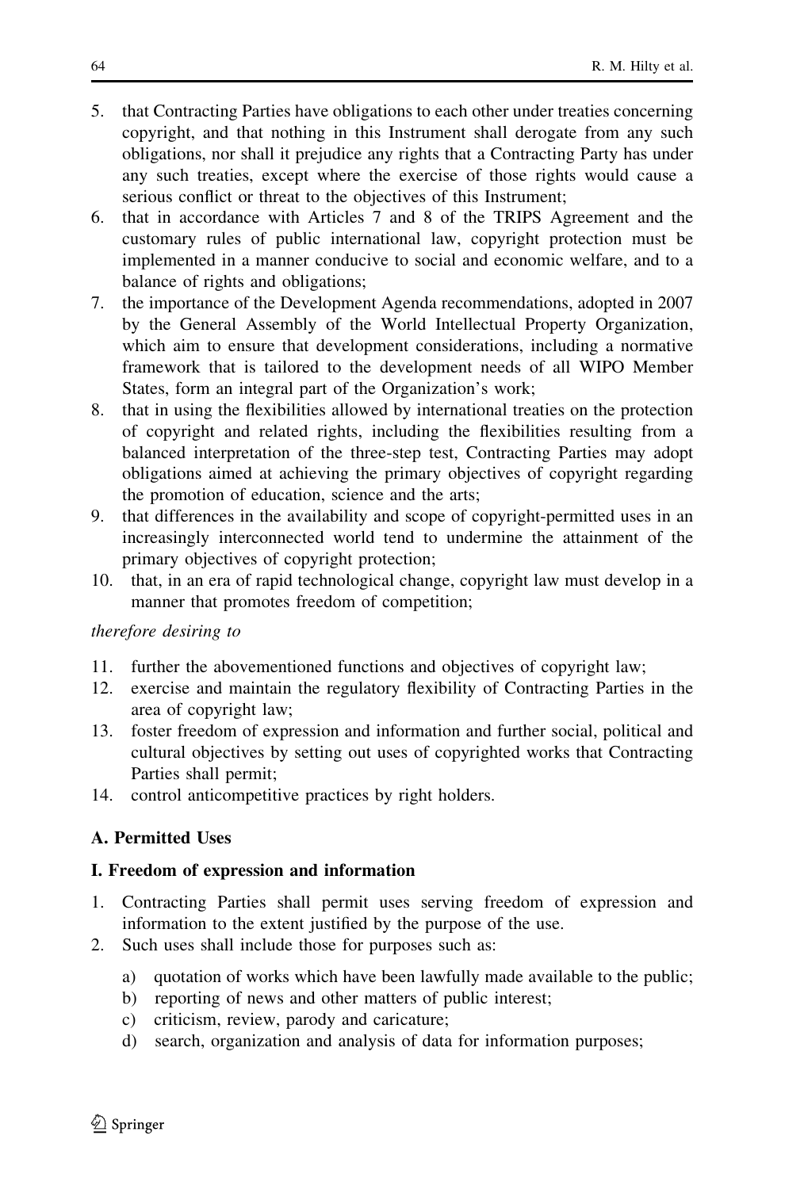5. that Contracting Parties have obligations to each other under treaties concerning copyright, and that nothing in this Instrument shall derogate from any such obligations, nor shall it prejudice any rights that a Contracting Party has under any such treaties, except where the exercise of those rights would cause a serious conflict or threat to the objectives of this Instrument;
6. that in accordance with Articles 7 and 8 of the TRIPS Agreement and the customary rules of public international law, copyright protection must be implemented in a manner conducive to social and economic welfare, and to a balance of rights and obligations;
7. the importance of the Development Agenda recommendations, adopted in 2007 by the General Assembly of the World Intellectual Property Organization, which aim to ensure that development considerations, including a normative framework that is tailored to the development needs of all WIPO Member States, form an integral part of the Organization's work;
8. that in using the flexibilities allowed by international treaties on the protection of copyright and related rights, including the flexibilities resulting from a balanced interpretation of the three-step test, Contracting Parties may adopt obligations aimed at achieving the primary objectives of copyright regarding the promotion of education, science and the arts;
9. that differences in the availability and scope of copyright-permitted uses in an increasingly interconnected world tend to undermine the attainment of the primary objectives of copyright protection;
10. that, in an era of rapid technological change, copyright law must develop in a manner that promotes freedom of competition;

*therefore desiring to*

11. further the abovementioned functions and objectives of copyright law;
12. exercise and maintain the regulatory flexibility of Contracting Parties in the area of copyright law;
13. foster freedom of expression and information and further social, political and cultural objectives by setting out uses of copyrighted works that Contracting Parties shall permit;
14. control anticompetitive practices by right holders.

## A. Permitted Uses

### I. Freedom of expression and information

1. Contracting Parties shall permit uses serving freedom of expression and information to the extent justified by the purpose of the use.
2. Such uses shall include those for purposes such as:
   a) quotation of works which have been lawfully made available to the public;
   b) reporting of news and other matters of public interest;
   c) criticism, review, parody and caricature;
   d) search, organization and analysis of data for information purposes;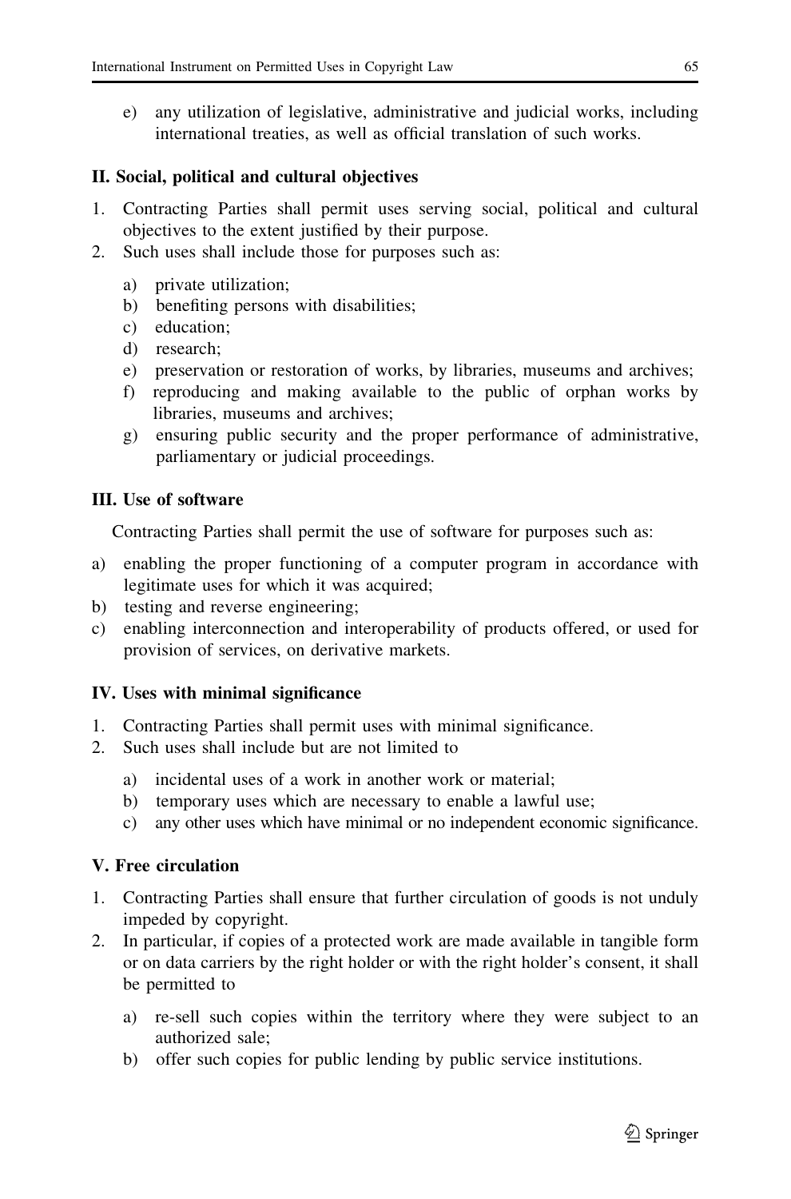e) any utilization of legislative, administrative and judicial works, including international treaties, as well as official translation of such works.

### II. Social, political and cultural objectives

1. Contracting Parties shall permit uses serving social, political and cultural objectives to the extent justified by their purpose.
2. Such uses shall include those for purposes such as:

    a) private utilization;
    b) benefiting persons with disabilities;
    c) education;
    d) research;
    e) preservation or restoration of works, by libraries, museums and archives;
    f) reproducing and making available to the public of orphan works by libraries, museums and archives;
    g) ensuring public security and the proper performance of administrative, parliamentary or judicial proceedings.

### III. Use of software

Contracting Parties shall permit the use of software for purposes such as:

a) enabling the proper functioning of a computer program in accordance with legitimate uses for which it was acquired;
b) testing and reverse engineering;
c) enabling interconnection and interoperability of products offered, or used for provision of services, on derivative markets.

### IV. Uses with minimal significance

1. Contracting Parties shall permit uses with minimal significance.
2. Such uses shall include but are not limited to

    a) incidental uses of a work in another work or material;
    b) temporary uses which are necessary to enable a lawful use;
    c) any other uses which have minimal or no independent economic significance.

### V. Free circulation

1. Contracting Parties shall ensure that further circulation of goods is not unduly impeded by copyright.
2. In particular, if copies of a protected work are made available in tangible form or on data carriers by the right holder or with the right holder's consent, it shall be permitted to

    a) re-sell such copies within the territory where they were subject to an authorized sale;
    b) offer such copies for public lending by public service institutions.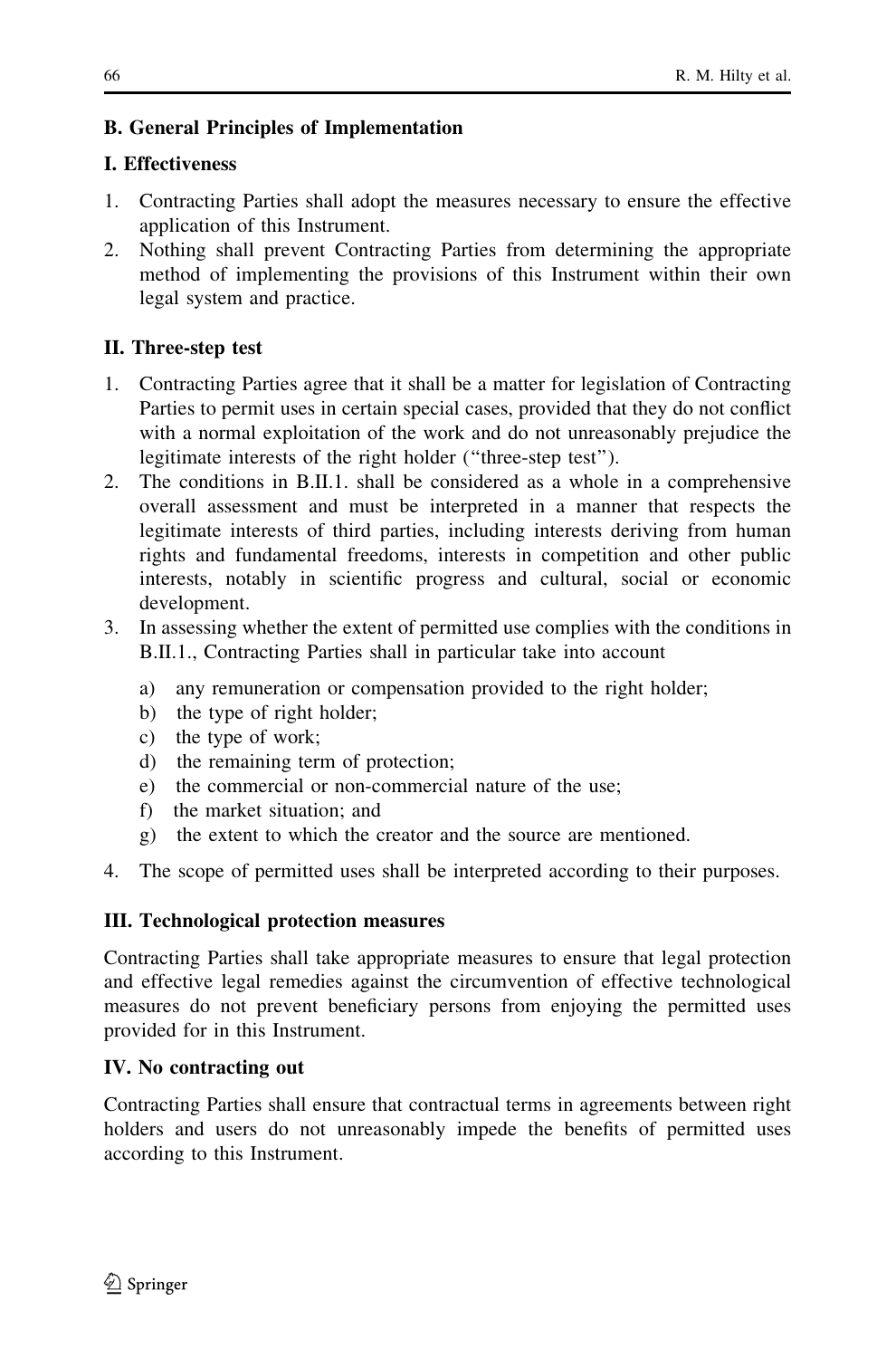## B. General Principles of Implementation

### I. Effectiveness

1. Contracting Parties shall adopt the measures necessary to ensure the effective application of this Instrument.
2. Nothing shall prevent Contracting Parties from determining the appropriate method of implementing the provisions of this Instrument within their own legal system and practice.

### II. Three-step test

1. Contracting Parties agree that it shall be a matter for legislation of Contracting Parties to permit uses in certain special cases, provided that they do not conflict with a normal exploitation of the work and do not unreasonably prejudice the legitimate interests of the right holder ("three-step test").
2. The conditions in B.II.1. shall be considered as a whole in a comprehensive overall assessment and must be interpreted in a manner that respects the legitimate interests of third parties, including interests deriving from human rights and fundamental freedoms, interests in competition and other public interests, notably in scientific progress and cultural, social or economic development.
3. In assessing whether the extent of permitted use complies with the conditions in B.II.1., Contracting Parties shall in particular take into account
   a) any remuneration or compensation provided to the right holder;
   b) the type of right holder;
   c) the type of work;
   d) the remaining term of protection;
   e) the commercial or non-commercial nature of the use;
   f) the market situation; and
   g) the extent to which the creator and the source are mentioned.
4. The scope of permitted uses shall be interpreted according to their purposes.

### III. Technological protection measures

Contracting Parties shall take appropriate measures to ensure that legal protection and effective legal remedies against the circumvention of effective technological measures do not prevent beneficiary persons from enjoying the permitted uses provided for in this Instrument.

### IV. No contracting out

Contracting Parties shall ensure that contractual terms in agreements between right holders and users do not unreasonably impede the benefits of permitted uses according to this Instrument.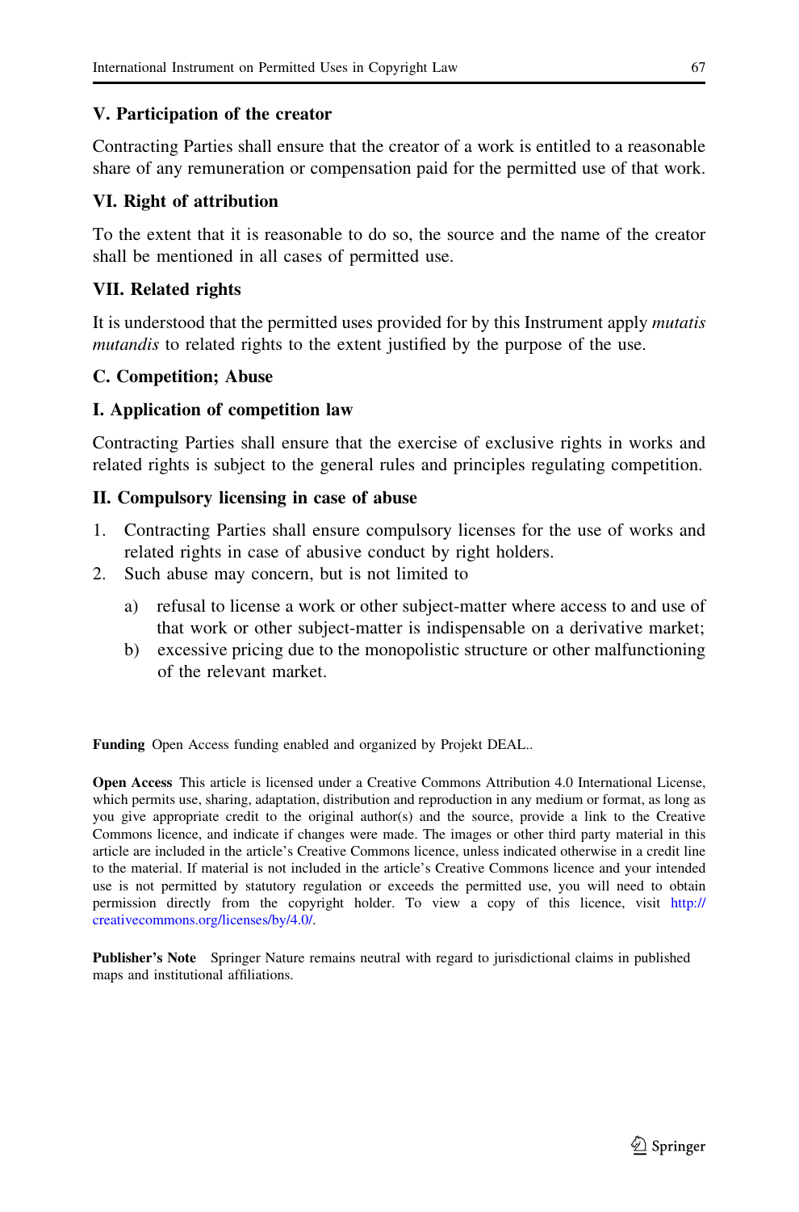### V. Participation of the creator

Contracting Parties shall ensure that the creator of a work is entitled to a reasonable share of any remuneration or compensation paid for the permitted use of that work.

### VI. Right of attribution

To the extent that it is reasonable to do so, the source and the name of the creator shall be mentioned in all cases of permitted use.

### VII. Related rights

It is understood that the permitted uses provided for by this Instrument apply *mutatis mutandis* to related rights to the extent justified by the purpose of the use.

## C. Competition; Abuse

### I. Application of competition law

Contracting Parties shall ensure that the exercise of exclusive rights in works and related rights is subject to the general rules and principles regulating competition.

### II. Compulsory licensing in case of abuse

1. Contracting Parties shall ensure compulsory licenses for the use of works and related rights in case of abusive conduct by right holders.
2. Such abuse may concern, but is not limited to
    a) refusal to license a work or other subject-matter where access to and use of that work or other subject-matter is indispensable on a derivative market;
    b) excessive pricing due to the monopolistic structure or other malfunctioning of the relevant market.

**Funding** Open Access funding enabled and organized by Projekt DEAL..

**Open Access** This article is licensed under a Creative Commons Attribution 4.0 International License, which permits use, sharing, adaptation, distribution and reproduction in any medium or format, as long as you give appropriate credit to the original author(s) and the source, provide a link to the Creative Commons licence, and indicate if changes were made. The images or other third party material in this article are included in the article's Creative Commons licence, unless indicated otherwise in a credit line to the material. If material is not included in the article's Creative Commons licence and your intended use is not permitted by statutory regulation or exceeds the permitted use, you will need to obtain permission directly from the copyright holder. To view a copy of this licence, visit http://creativecommons.org/licenses/by/4.0/.

**Publisher's Note** Springer Nature remains neutral with regard to jurisdictional claims in published maps and institutional affiliations.